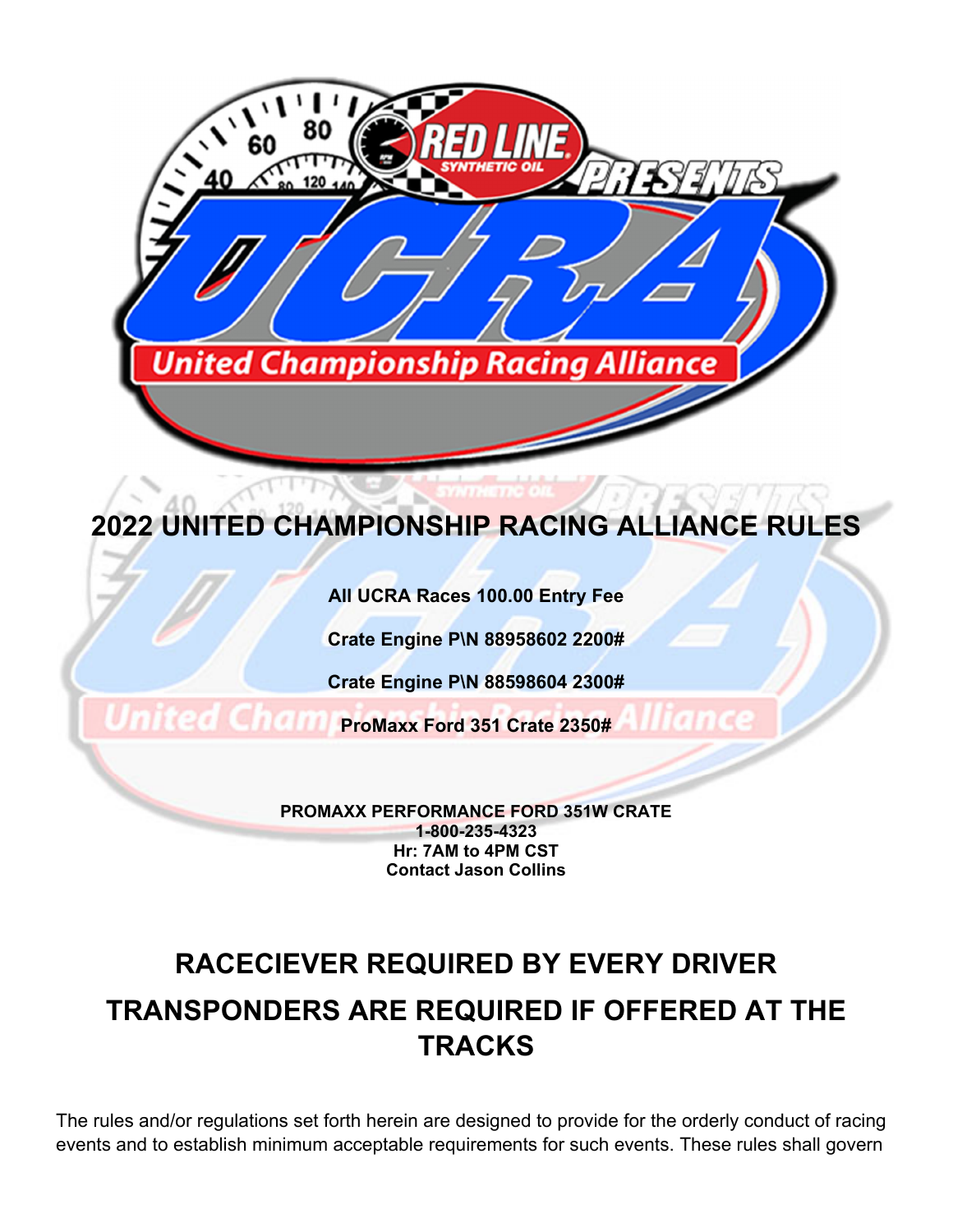# 2022 UNITED CHAMPIONSHIP RACING ALLIANCE RULES

**All UCRA Races 100.00 Entry Fee**

**Crate Engine P\N 88958602 2200#**

**Crate Engine P\N 88598604 2300#**

**ProMaxx Ford 351 Crate 2350#**

**PROMAXX PERFORMANCE FORD 351W CRATE**
**1-800-235-4323**
**Hr: 7AM to 4PM CST**
**Contact Jason Collins**

## RACECIEVER REQUIRED BY EVERY DRIVER

## TRANSPONDERS ARE REQUIRED IF OFFERED AT THE TRACKS

The rules and/or regulations set forth herein are designed to provide for the orderly conduct of racing events and to establish minimum acceptable requirements for such events. These rules shall govern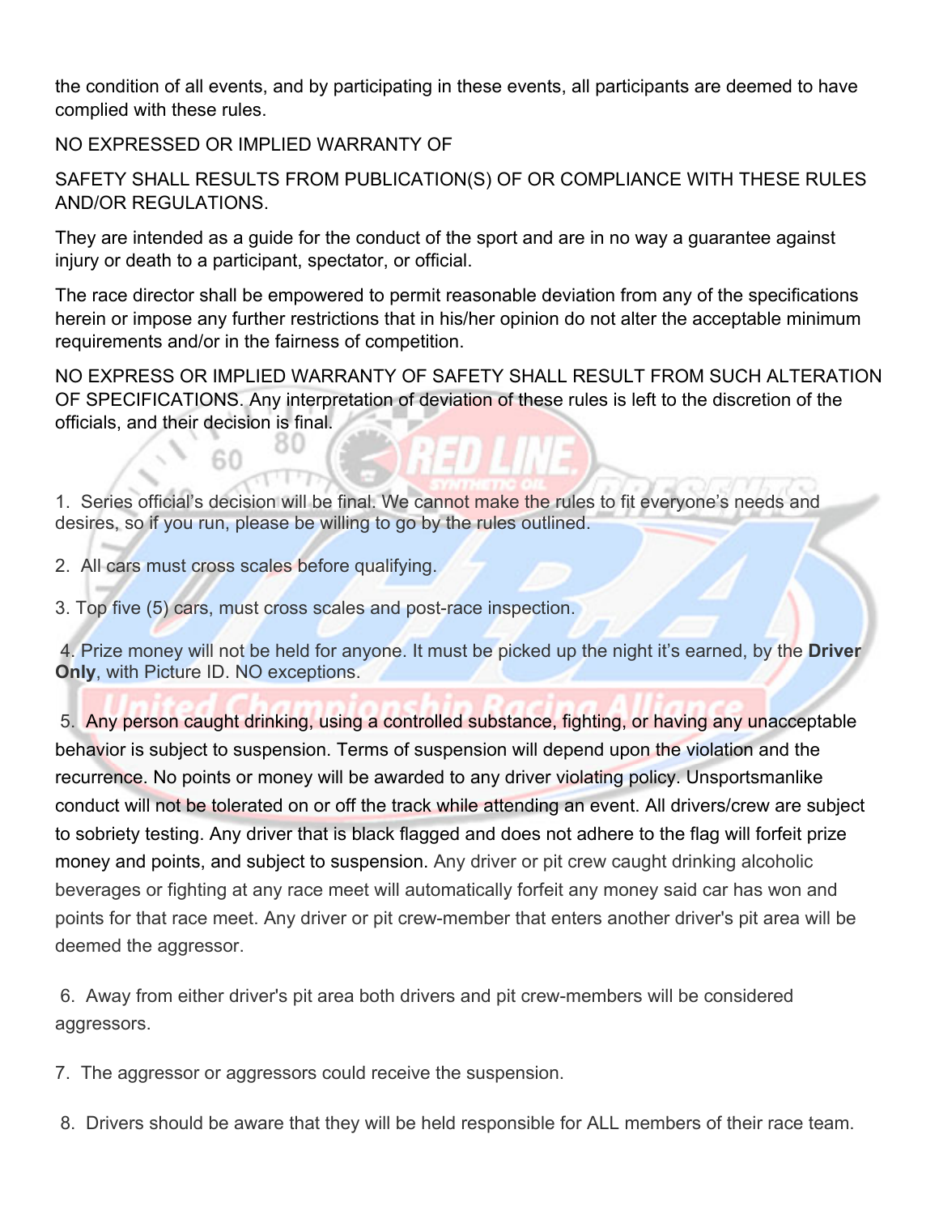the condition of all events, and by participating in these events, all participants are deemed to have complied with these rules.

NO EXPRESSED OR IMPLIED WARRANTY OF

SAFETY SHALL RESULTS FROM PUBLICATION(S) OF OR COMPLIANCE WITH THESE RULES AND/OR REGULATIONS.

They are intended as a guide for the conduct of the sport and are in no way a guarantee against injury or death to a participant, spectator, or official.

The race director shall be empowered to permit reasonable deviation from any of the specifications herein or impose any further restrictions that in his/her opinion do not alter the acceptable minimum requirements and/or in the fairness of competition.

NO EXPRESS OR IMPLIED WARRANTY OF SAFETY SHALL RESULT FROM SUCH ALTERATION OF SPECIFICATIONS. Any interpretation of deviation of these rules is left to the discretion of the officials, and their decision is final.

1. Series official's decision will be final. We cannot make the rules to fit everyone's needs and desires, so if you run, please be willing to go by the rules outlined.

2. All cars must cross scales before qualifying.

3. Top five (5) cars, must cross scales and post-race inspection.

4. Prize money will not be held for anyone. It must be picked up the night it's earned, by the **Driver Only**, with Picture ID. NO exceptions.

5. Any person caught drinking, using a controlled substance, fighting, or having any unacceptable behavior is subject to suspension. Terms of suspension will depend upon the violation and the recurrence. No points or money will be awarded to any driver violating policy. Unsportsmanlike conduct will not be tolerated on or off the track while attending an event. All drivers/crew are subject to sobriety testing. Any driver that is black flagged and does not adhere to the flag will forfeit prize money and points, and subject to suspension. Any driver or pit crew caught drinking alcoholic beverages or fighting at any race meet will automatically forfeit any money said car has won and points for that race meet. Any driver or pit crew-member that enters another driver's pit area will be deemed the aggressor.

6. Away from either driver's pit area both drivers and pit crew-members will be considered aggressors.

7. The aggressor or aggressors could receive the suspension.

8. Drivers should be aware that they will be held responsible for ALL members of their race team.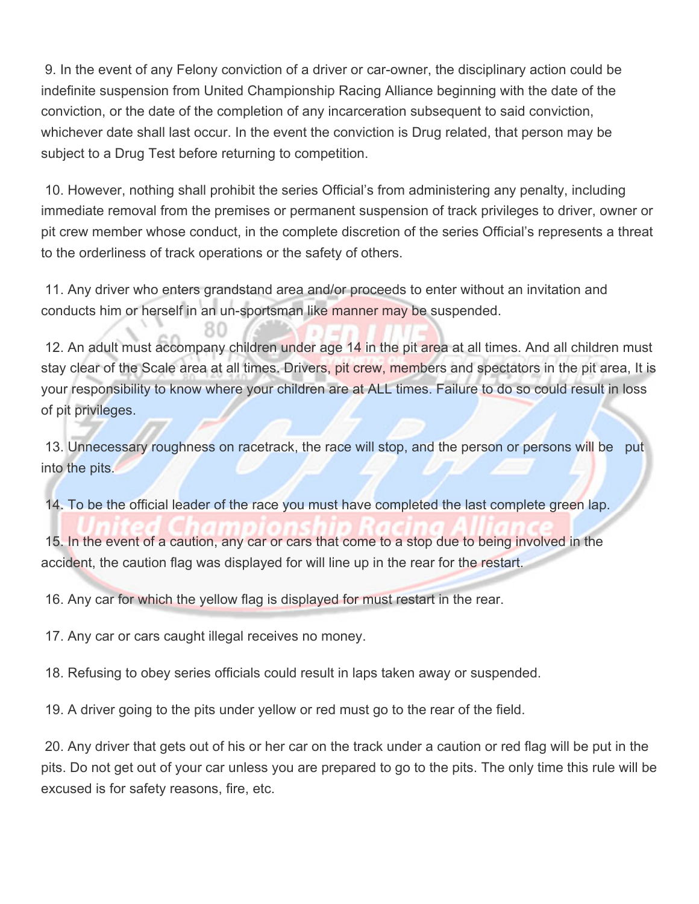9. In the event of any Felony conviction of a driver or car-owner, the disciplinary action could be indefinite suspension from United Championship Racing Alliance beginning with the date of the conviction, or the date of the completion of any incarceration subsequent to said conviction, whichever date shall last occur. In the event the conviction is Drug related, that person may be subject to a Drug Test before returning to competition.

10. However, nothing shall prohibit the series Official's from administering any penalty, including immediate removal from the premises or permanent suspension of track privileges to driver, owner or pit crew member whose conduct, in the complete discretion of the series Official's represents a threat to the orderliness of track operations or the safety of others.

11. Any driver who enters grandstand area and/or proceeds to enter without an invitation and conducts him or herself in an un-sportsman like manner may be suspended.

12. An adult must accompany children under age 14 in the pit area at all times. And all children must stay clear of the Scale area at all times. Drivers, pit crew, members and spectators in the pit area, It is your responsibility to know where your children are at ALL times. Failure to do so could result in loss of pit privileges.

13. Unnecessary roughness on racetrack, the race will stop, and the person or persons will be put into the pits.

14. To be the official leader of the race you must have completed the last complete green lap.

15. In the event of a caution, any car or cars that come to a stop due to being involved in the accident, the caution flag was displayed for will line up in the rear for the restart.

16. Any car for which the yellow flag is displayed for must restart in the rear.

17. Any car or cars caught illegal receives no money.

18. Refusing to obey series officials could result in laps taken away or suspended.

19. A driver going to the pits under yellow or red must go to the rear of the field.

20. Any driver that gets out of his or her car on the track under a caution or red flag will be put in the pits. Do not get out of your car unless you are prepared to go to the pits. The only time this rule will be excused is for safety reasons, fire, etc.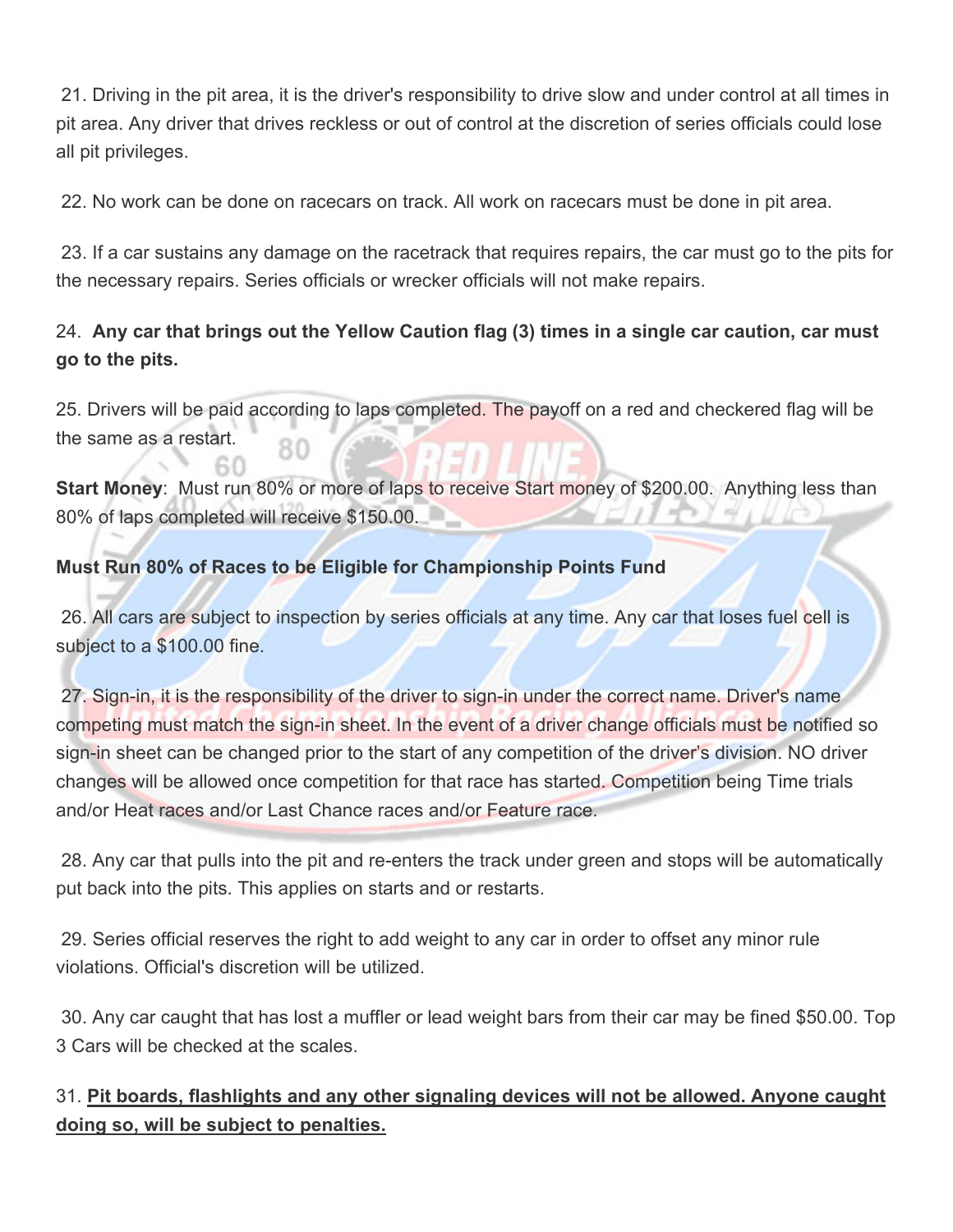21. Driving in the pit area, it is the driver's responsibility to drive slow and under control at all times in pit area. Any driver that drives reckless or out of control at the discretion of series officials could lose all pit privileges.

22. No work can be done on racecars on track. All work on racecars must be done in pit area.

23. If a car sustains any damage on the racetrack that requires repairs, the car must go to the pits for the necessary repairs. Series officials or wrecker officials will not make repairs.

24. **Any car that brings out the Yellow Caution flag (3) times in a single car caution, car must go to the pits.**

25. Drivers will be paid according to laps completed. The payoff on a red and checkered flag will be the same as a restart.

**Start Money**: Must run 80% or more of laps to receive Start money of $200.00. Anything less than 80% of laps completed will receive $150.00.

**Must Run 80% of Races to be Eligible for Championship Points Fund**

26. All cars are subject to inspection by series officials at any time. Any car that loses fuel cell is subject to a $100.00 fine.

27. Sign-in, it is the responsibility of the driver to sign-in under the correct name. Driver's name competing must match the sign-in sheet. In the event of a driver change officials must be notified so sign-in sheet can be changed prior to the start of any competition of the driver's division. NO driver changes will be allowed once competition for that race has started. Competition being Time trials and/or Heat races and/or Last Chance races and/or Feature race.

28. Any car that pulls into the pit and re-enters the track under green and stops will be automatically put back into the pits. This applies on starts and or restarts.

29. Series official reserves the right to add weight to any car in order to offset any minor rule violations. Official's discretion will be utilized.

30. Any car caught that has lost a muffler or lead weight bars from their car may be fined $50.00. Top 3 Cars will be checked at the scales.

31. **<u>Pit boards, flashlights and any other signaling devices will not be allowed. Anyone caught doing so, will be subject to penalties.</u>**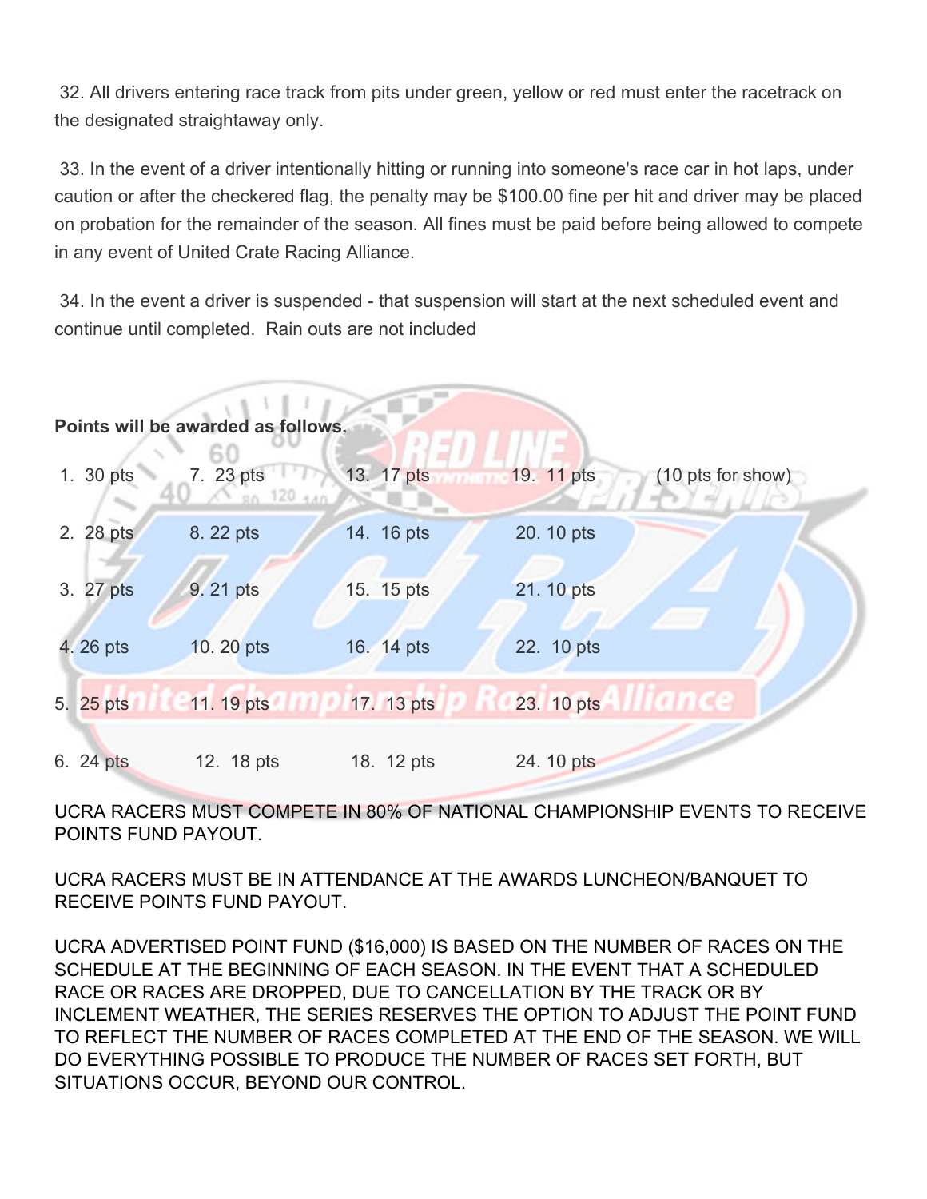32. All drivers entering race track from pits under green, yellow or red must enter the racetrack on the designated straightaway only.

33. In the event of a driver intentionally hitting or running into someone's race car in hot laps, under caution or after the checkered flag, the penalty may be $100.00 fine per hit and driver may be placed on probation for the remainder of the season. All fines must be paid before being allowed to compete in any event of United Crate Racing Alliance.

34. In the event a driver is suspended - that suspension will start at the next scheduled event and continue until completed.  Rain outs are not included

**Points will be awarded as follows.**

| | | | | |
|---|---|---|---|---|
| 1. 30 pts | 7. 23 pts | 13. 17 pts | 19. 11 pts | (10 pts for show) |
| 2. 28 pts | 8. 22 pts | 14. 16 pts | 20. 10 pts | |
| 3. 27 pts | 9. 21 pts | 15. 15 pts | 21. 10 pts | |
| 4. 26 pts | 10. 20 pts | 16. 14 pts | 22. 10 pts | |
| 5. 25 pts | 11. 19 pts | 17. 13 pts | 23. 10 pts | |
| 6. 24 pts | 12. 18 pts | 18. 12 pts | 24. 10 pts | |

UCRA RACERS MUST COMPETE IN 80% OF NATIONAL CHAMPIONSHIP EVENTS TO RECEIVE POINTS FUND PAYOUT.

UCRA RACERS MUST BE IN ATTENDANCE AT THE AWARDS LUNCHEON/BANQUET TO RECEIVE POINTS FUND PAYOUT.

UCRA ADVERTISED POINT FUND ($16,000) IS BASED ON THE NUMBER OF RACES ON THE SCHEDULE AT THE BEGINNING OF EACH SEASON. IN THE EVENT THAT A SCHEDULED RACE OR RACES ARE DROPPED, DUE TO CANCELLATION BY THE TRACK OR BY INCLEMENT WEATHER, THE SERIES RESERVES THE OPTION TO ADJUST THE POINT FUND TO REFLECT THE NUMBER OF RACES COMPLETED AT THE END OF THE SEASON. WE WILL DO EVERYTHING POSSIBLE TO PRODUCE THE NUMBER OF RACES SET FORTH, BUT SITUATIONS OCCUR, BEYOND OUR CONTROL.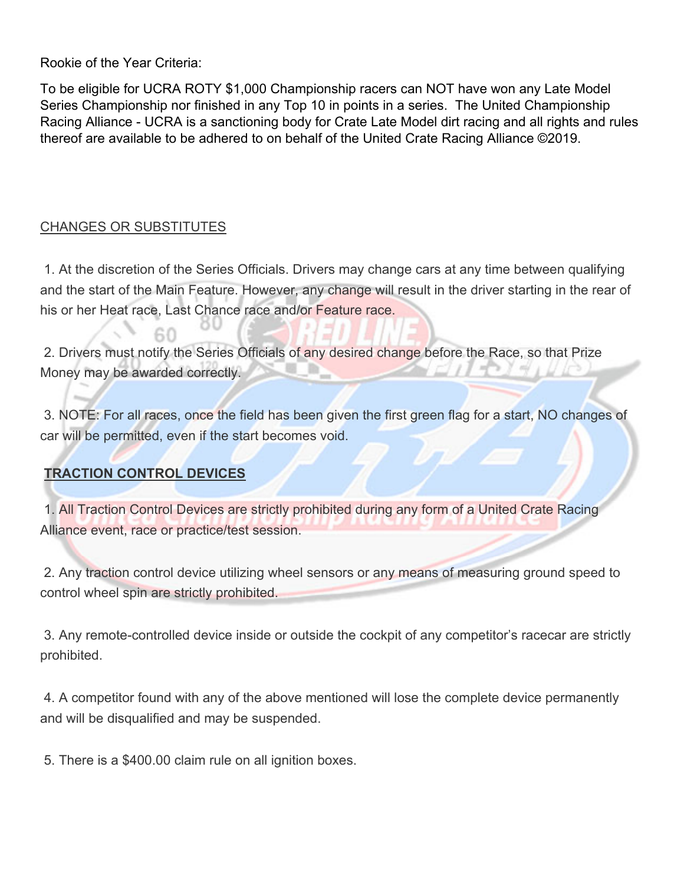Rookie of the Year Criteria:

To be eligible for UCRA ROTY $1,000 Championship racers can NOT have won any Late Model Series Championship nor finished in any Top 10 in points in a series. The United Championship Racing Alliance - UCRA is a sanctioning body for Crate Late Model dirt racing and all rights and rules thereof are available to be adhered to on behalf of the United Crate Racing Alliance ©2019.

CHANGES OR SUBSTITUTES

1. At the discretion of the Series Officials. Drivers may change cars at any time between qualifying and the start of the Main Feature. However, any change will result in the driver starting in the rear of his or her Heat race, Last Chance race and/or Feature race.

2. Drivers must notify the Series Officials of any desired change before the Race, so that Prize Money may be awarded correctly.

3. NOTE: For all races, once the field has been given the first green flag for a start, NO changes of car will be permitted, even if the start becomes void.

**TRACTION CONTROL DEVICES**

1. All Traction Control Devices are strictly prohibited during any form of a United Crate Racing Alliance event, race or practice/test session.

2. Any traction control device utilizing wheel sensors or any means of measuring ground speed to control wheel spin are strictly prohibited.

3. Any remote-controlled device inside or outside the cockpit of any competitor's racecar are strictly prohibited.

4. A competitor found with any of the above mentioned will lose the complete device permanently and will be disqualified and may be suspended.

5. There is a $400.00 claim rule on all ignition boxes.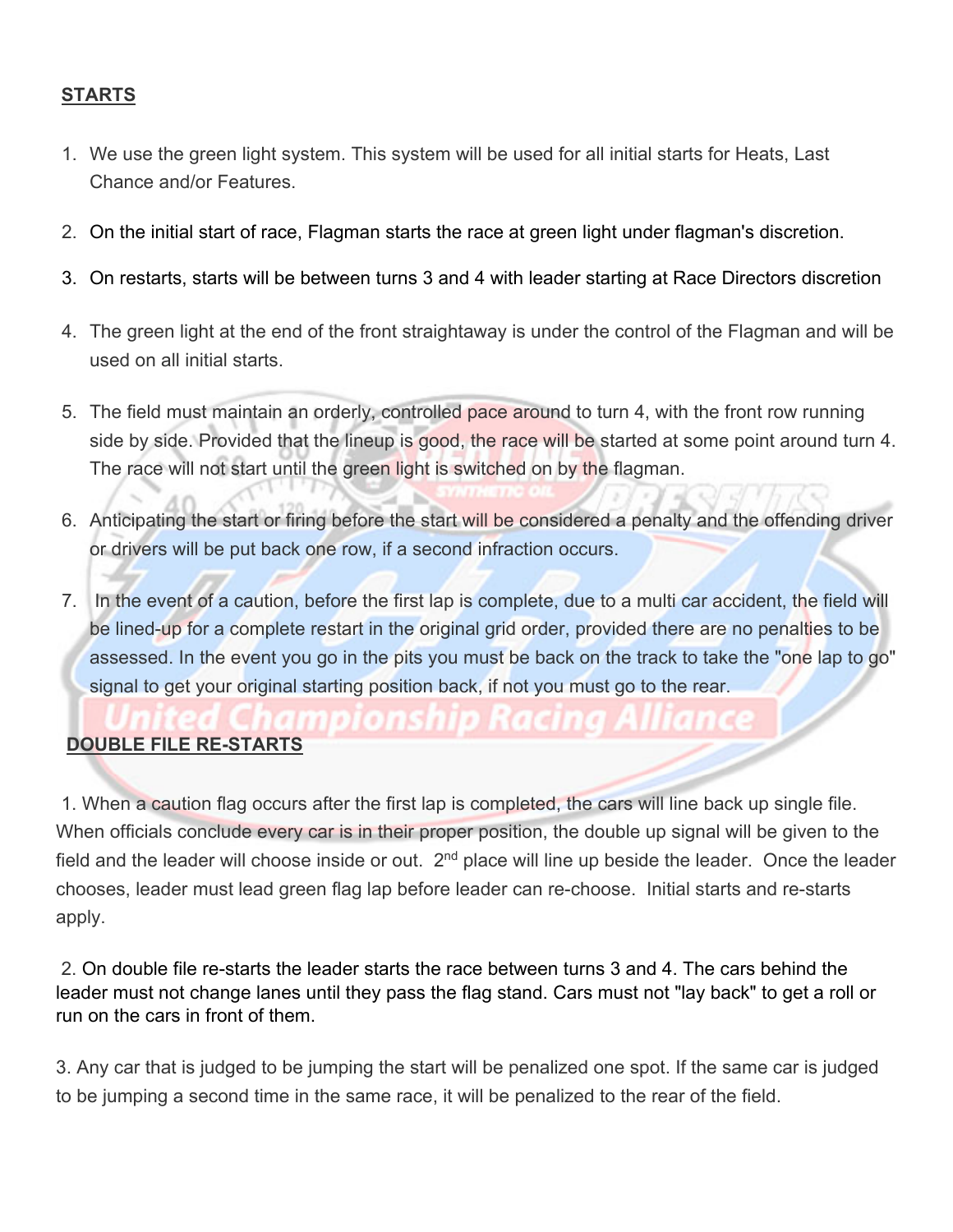## STARTS

1. We use the green light system. This system will be used for all initial starts for Heats, Last Chance and/or Features.

2. On the initial start of race, Flagman starts the race at green light under flagman's discretion.

3. On restarts, starts will be between turns 3 and 4 with leader starting at Race Directors discretion

4. The green light at the end of the front straightaway is under the control of the Flagman and will be used on all initial starts.

5. The field must maintain an orderly, controlled pace around to turn 4, with the front row running side by side. Provided that the lineup is good, the race will be started at some point around turn 4. The race will not start until the green light is switched on by the flagman.

6. Anticipating the start or firing before the start will be considered a penalty and the offending driver or drivers will be put back one row, if a second infraction occurs.

7. In the event of a caution, before the first lap is complete, due to a multi car accident, the field will be lined-up for a complete restart in the original grid order, provided there are no penalties to be assessed. In the event you go in the pits you must be back on the track to take the "one lap to go" signal to get your original starting position back, if not you must go to the rear.

## DOUBLE FILE RE-STARTS

1. When a caution flag occurs after the first lap is completed, the cars will line back up single file. When officials conclude every car is in their proper position, the double up signal will be given to the field and the leader will choose inside or out. 2nd place will line up beside the leader. Once the leader chooses, leader must lead green flag lap before leader can re-choose. Initial starts and re-starts apply.

2. On double file re-starts the leader starts the race between turns 3 and 4. The cars behind the leader must not change lanes until they pass the flag stand. Cars must not "lay back" to get a roll or run on the cars in front of them.

3. Any car that is judged to be jumping the start will be penalized one spot. If the same car is judged to be jumping a second time in the same race, it will be penalized to the rear of the field.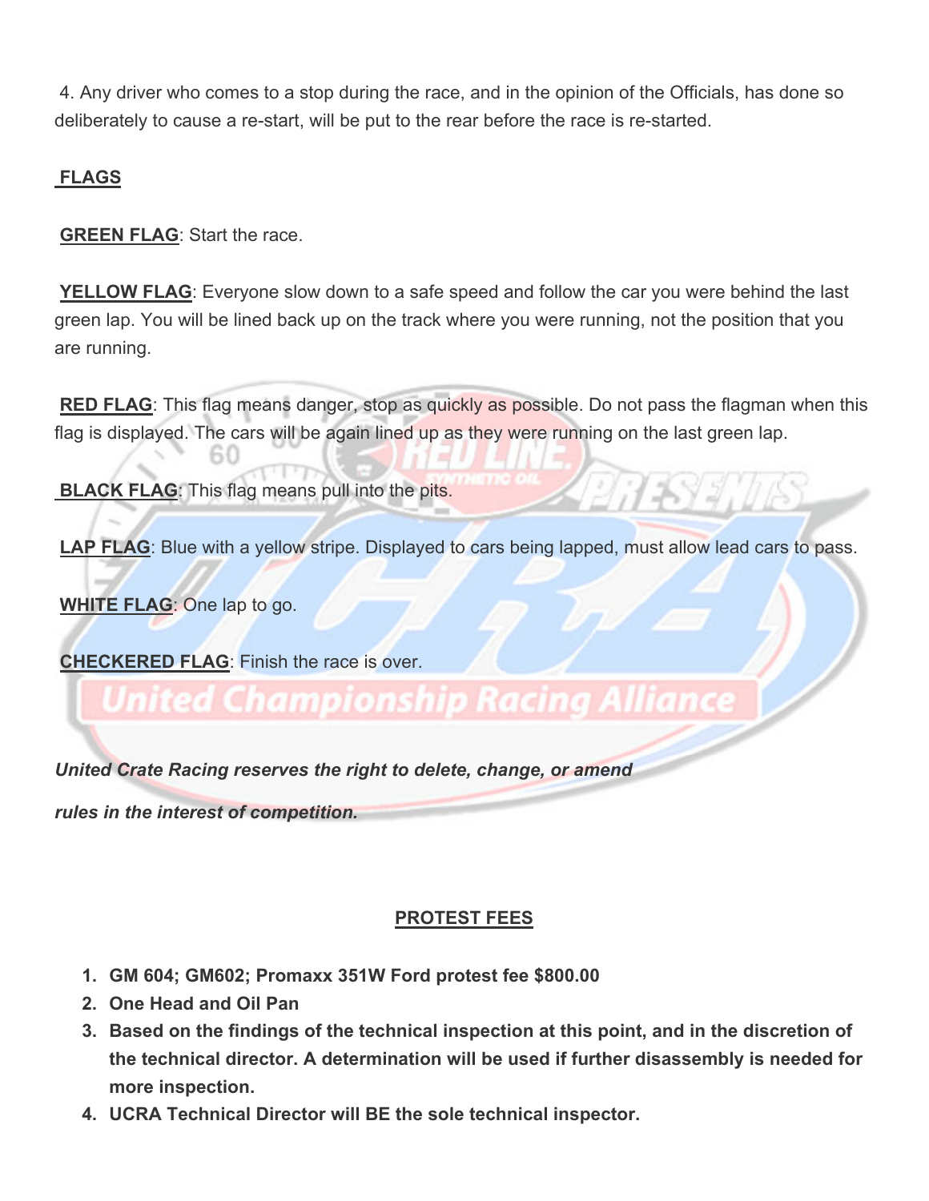4. Any driver who comes to a stop during the race, and in the opinion of the Officials, has done so deliberately to cause a re-start, will be put to the rear before the race is re-started.

## FLAGS

**GREEN FLAG**: Start the race.

**YELLOW FLAG**: Everyone slow down to a safe speed and follow the car you were behind the last green lap. You will be lined back up on the track where you were running, not the position that you are running.

**RED FLAG**: This flag means danger, stop as quickly as possible. Do not pass the flagman when this flag is displayed. The cars will be again lined up as they were running on the last green lap.

**BLACK FLAG**: This flag means pull into the pits.

**LAP FLAG**: Blue with a yellow stripe. Displayed to cars being lapped, must allow lead cars to pass.

**WHITE FLAG**: One lap to go.

**CHECKERED FLAG**: Finish the race is over.

***United Crate Racing reserves the right to delete, change, or amend***

***rules in the interest of competition.***

## PROTEST FEES

1. **GM 604; GM602; Promaxx 351W Ford protest fee $800.00**
2. **One Head and Oil Pan**
3. **Based on the findings of the technical inspection at this point, and in the discretion of the technical director. A determination will be used if further disassembly is needed for more inspection.**
4. **UCRA Technical Director will BE the sole technical inspector.**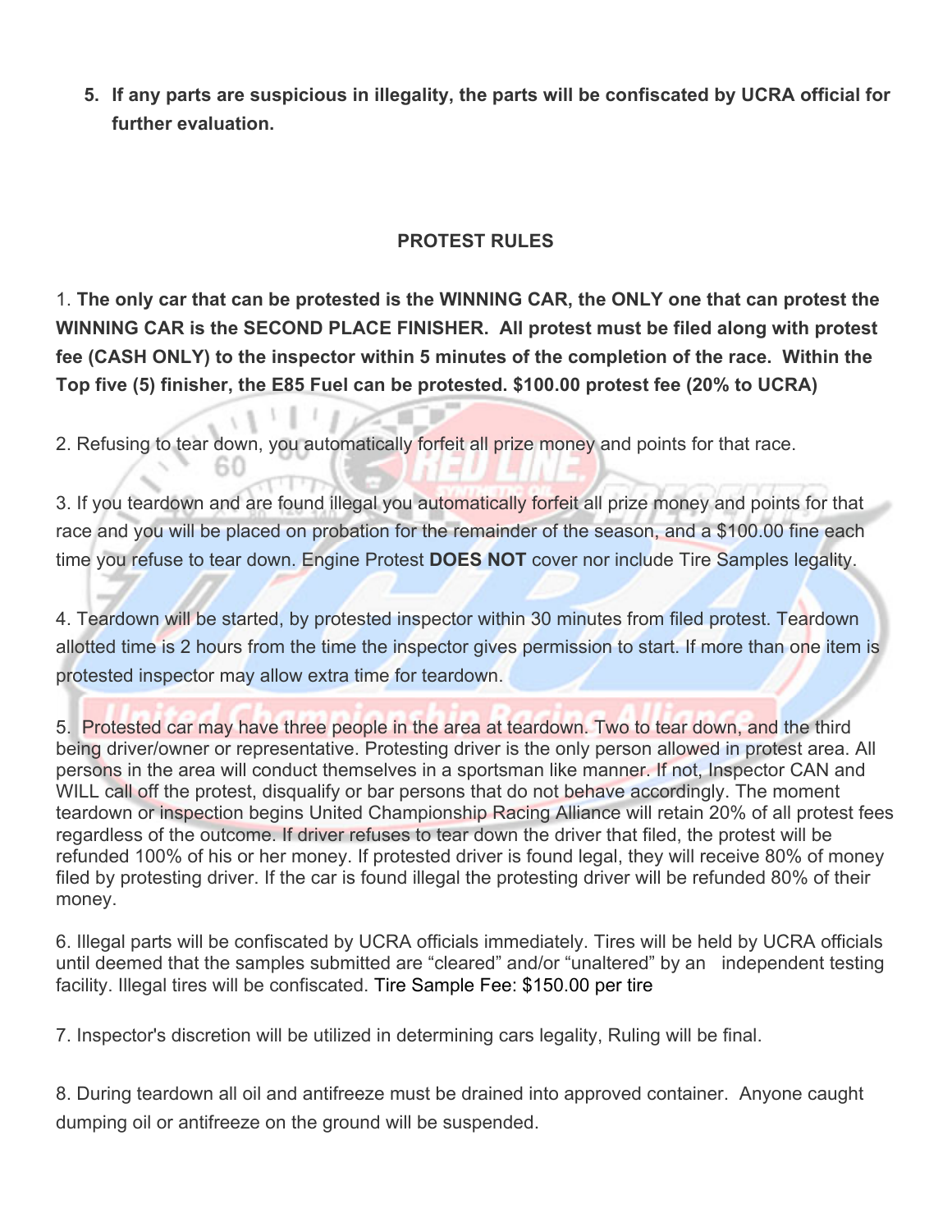5. **If any parts are suspicious in illegality, the parts will be confiscated by UCRA official for further evaluation.**

## PROTEST RULES

1. **The only car that can be protested is the WINNING CAR, the ONLY one that can protest the WINNING CAR is the SECOND PLACE FINISHER. All protest must be filed along with protest fee (CASH ONLY) to the inspector within 5 minutes of the completion of the race. Within the Top five (5) finisher, the E85 Fuel can be protested. $100.00 protest fee (20% to UCRA)**

2. Refusing to tear down, you automatically forfeit all prize money and points for that race.

3. If you teardown and are found illegal you automatically forfeit all prize money and points for that race and you will be placed on probation for the remainder of the season, and a $100.00 fine each time you refuse to tear down. Engine Protest **DOES NOT** cover nor include Tire Samples legality.

4. Teardown will be started, by protested inspector within 30 minutes from filed protest. Teardown allotted time is 2 hours from the time the inspector gives permission to start. If more than one item is protested inspector may allow extra time for teardown.

5. Protested car may have three people in the area at teardown. Two to tear down, and the third being driver/owner or representative. Protesting driver is the only person allowed in protest area. All persons in the area will conduct themselves in a sportsman like manner. If not, Inspector CAN and WILL call off the protest, disqualify or bar persons that do not behave accordingly. The moment teardown or inspection begins United Championship Racing Alliance will retain 20% of all protest fees regardless of the outcome. If driver refuses to tear down the driver that filed, the protest will be refunded 100% of his or her money. If protested driver is found legal, they will receive 80% of money filed by protesting driver. If the car is found illegal the protesting driver will be refunded 80% of their money.

6. Illegal parts will be confiscated by UCRA officials immediately. Tires will be held by UCRA officials until deemed that the samples submitted are "cleared" and/or "unaltered" by an independent testing facility. Illegal tires will be confiscated. Tire Sample Fee: $150.00 per tire

7. Inspector's discretion will be utilized in determining cars legality, Ruling will be final.

8. During teardown all oil and antifreeze must be drained into approved container. Anyone caught dumping oil or antifreeze on the ground will be suspended.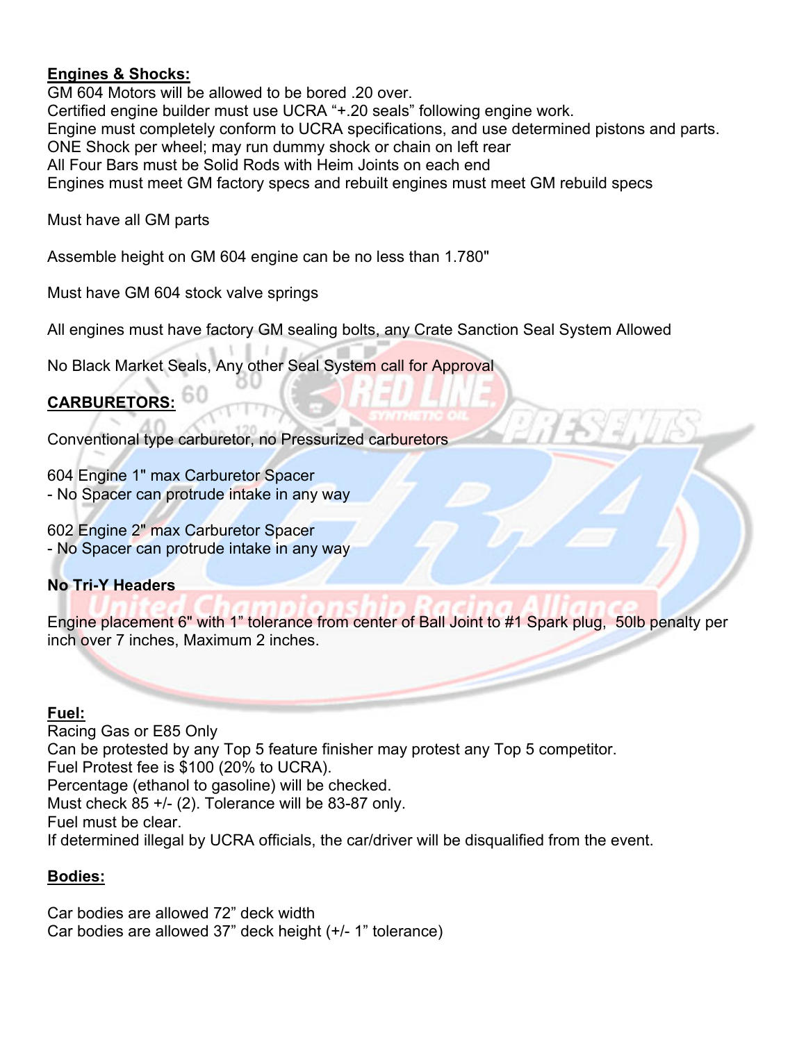**Engines & Shocks:**

GM 604 Motors will be allowed to be bored .20 over.
Certified engine builder must use UCRA "+.20 seals" following engine work.
Engine must completely conform to UCRA specifications, and use determined pistons and parts.
ONE Shock per wheel; may run dummy shock or chain on left rear
All Four Bars must be Solid Rods with Heim Joints on each end
Engines must meet GM factory specs and rebuilt engines must meet GM rebuild specs

Must have all GM parts

Assemble height on GM 604 engine can be no less than 1.780"

Must have GM 604 stock valve springs

All engines must have factory GM sealing bolts, any Crate Sanction Seal System Allowed

No Black Market Seals, Any other Seal System call for Approval

**CARBURETORS:**

Conventional type carburetor, no Pressurized carburetors

604 Engine 1" max Carburetor Spacer
- No Spacer can protrude intake in any way

602 Engine 2" max Carburetor Spacer
- No Spacer can protrude intake in any way

**No Tri-Y Headers**

Engine placement 6" with 1" tolerance from center of Ball Joint to #1 Spark plug, 50lb penalty per inch over 7 inches, Maximum 2 inches.

**Fuel:**

Racing Gas or E85 Only
Can be protested by any Top 5 feature finisher may protest any Top 5 competitor.
Fuel Protest fee is $100 (20% to UCRA).
Percentage (ethanol to gasoline) will be checked.
Must check 85 +/- (2). Tolerance will be 83-87 only.
Fuel must be clear.
If determined illegal by UCRA officials, the car/driver will be disqualified from the event.

**Bodies:**

Car bodies are allowed 72" deck width
Car bodies are allowed 37" deck height (+/- 1" tolerance)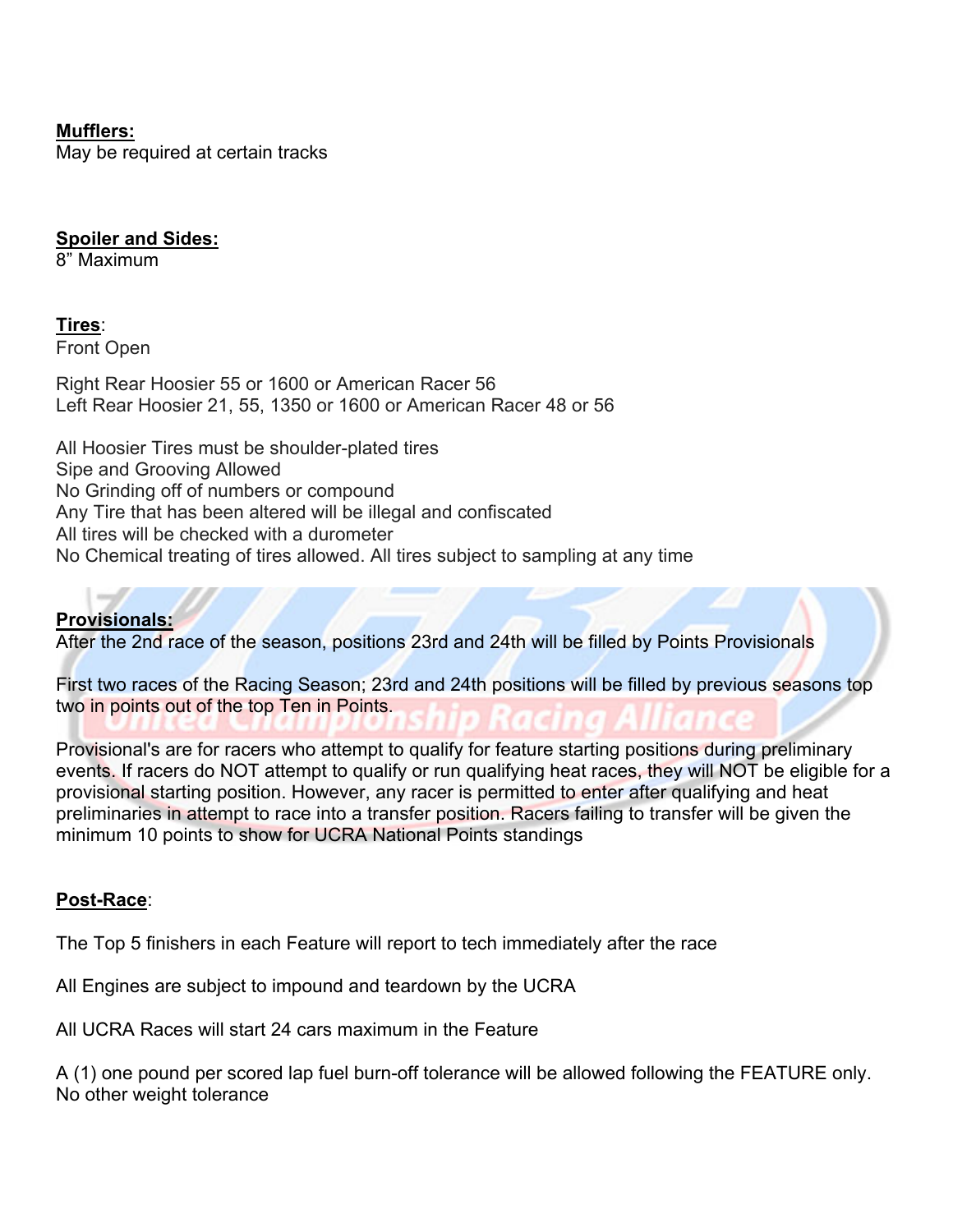**Mufflers:**
May be required at certain tracks

**Spoiler and Sides:**
8" Maximum

**Tires**:
Front Open

Right Rear Hoosier 55 or 1600 or American Racer 56
Left Rear Hoosier 21, 55, 1350 or 1600 or American Racer 48 or 56

All Hoosier Tires must be shoulder-plated tires
Sipe and Grooving Allowed
No Grinding off of numbers or compound
Any Tire that has been altered will be illegal and confiscated
All tires will be checked with a durometer
No Chemical treating of tires allowed. All tires subject to sampling at any time

**Provisionals:**
After the 2nd race of the season, positions 23rd and 24th will be filled by Points Provisionals

First two races of the Racing Season; 23rd and 24th positions will be filled by previous seasons top two in points out of the top Ten in Points.

Provisional's are for racers who attempt to qualify for feature starting positions during preliminary events. If racers do NOT attempt to qualify or run qualifying heat races, they will NOT be eligible for a provisional starting position. However, any racer is permitted to enter after qualifying and heat preliminaries in attempt to race into a transfer position. Racers failing to transfer will be given the minimum 10 points to show for UCRA National Points standings

**Post-Race**:

The Top 5 finishers in each Feature will report to tech immediately after the race

All Engines are subject to impound and teardown by the UCRA

All UCRA Races will start 24 cars maximum in the Feature

A (1) one pound per scored lap fuel burn-off tolerance will be allowed following the FEATURE only. No other weight tolerance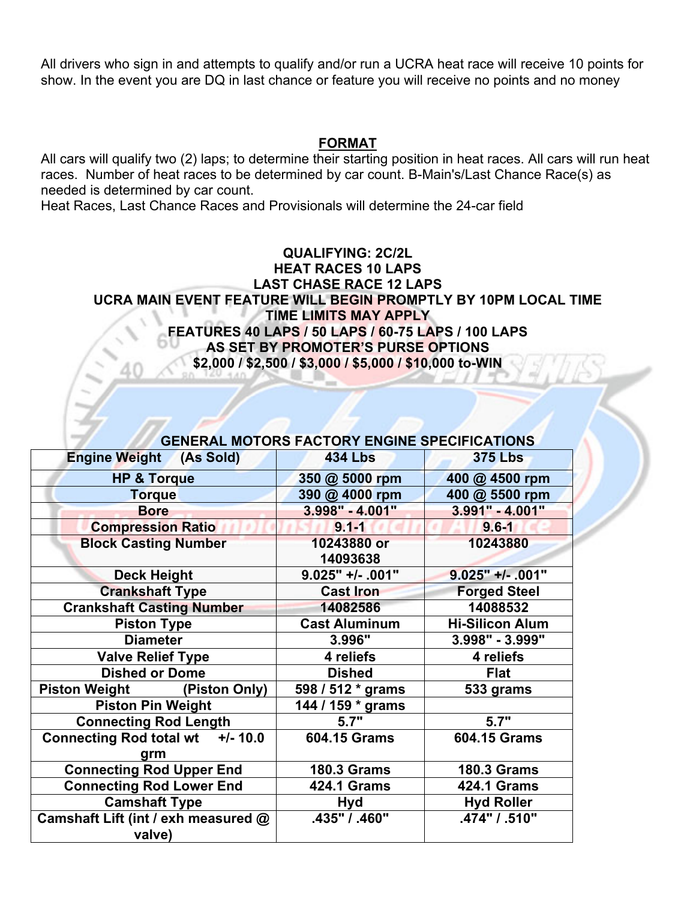All drivers who sign in and attempts to qualify and/or run a UCRA heat race will receive 10 points for show. In the event you are DQ in last chance or feature you will receive no points and no money

## FORMAT

All cars will qualify two (2) laps; to determine their starting position in heat races. All cars will run heat races. Number of heat races to be determined by car count. B-Main's/Last Chance Race(s) as needed is determined by car count.
Heat Races, Last Chance Races and Provisionals will determine the 24-car field

**QUALIFYING: 2C/2L**
**HEAT RACES 10 LAPS**
**LAST CHASE RACE 12 LAPS**
**UCRA MAIN EVENT FEATURE WILL BEGIN PROMPTLY BY 10PM LOCAL TIME**
**TIME LIMITS MAY APPLY**
**FEATURES 40 LAPS / 50 LAPS / 60-75 LAPS / 100 LAPS**
**AS SET BY PROMOTER'S PURSE OPTIONS**
**$2,000 / $2,500 / $3,000 / $5,000 / $10,000 to-WIN**

### GENERAL MOTORS FACTORY ENGINE SPECIFICATIONS

| Engine Weight (As Sold) | 434 Lbs | 375 Lbs |
|---|---|---|
| HP & Torque | 350 @ 5000 rpm | 400 @ 4500 rpm |
| Torque | 390 @ 4000 rpm | 400 @ 5500 rpm |
| Bore | 3.998" - 4.001" | 3.991" - 4.001" |
| Compression Ratio | 9.1-1 | 9.6-1 |
| Block Casting Number | 10243880 or 14093638 | 10243880 |
| Deck Height | 9.025" +/- .001" | 9.025" +/- .001" |
| Crankshaft Type | Cast Iron | Forged Steel |
| Crankshaft Casting Number | 14082586 | 14088532 |
| Piston Type | Cast Aluminum | Hi-Silicon Alum |
| Diameter | 3.996" | 3.998" - 3.999" |
| Valve Relief Type | 4 reliefs | 4 reliefs |
| Dished or Dome | Dished | Flat |
| Piston Weight (Piston Only) | 598 / 512 * grams | 533 grams |
| Piston Pin Weight | 144 / 159 * grams | |
| Connecting Rod Length | 5.7" | 5.7" |
| Connecting Rod total wt +/- 10.0 grm | 604.15 Grams | 604.15 Grams |
| Connecting Rod Upper End | 180.3 Grams | 180.3 Grams |
| Connecting Rod Lower End | 424.1 Grams | 424.1 Grams |
| Camshaft Type | Hyd | Hyd Roller |
| Camshaft Lift (int / exh measured @ valve) | .435" / .460" | .474" / .510" |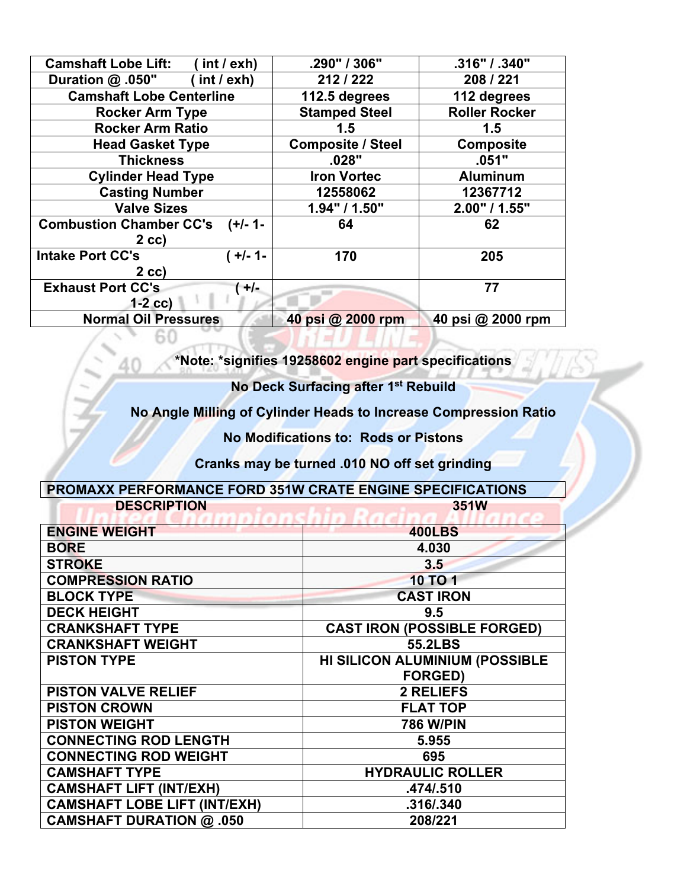| Camshaft Lobe Lift: ( int / exh) | .290" / 306" | .316" / .340" |
|---|---|---|
| Duration @ .050" ( int / exh) | 212 / 222 | 208 / 221 |
| Camshaft Lobe Centerline | 112.5 degrees | 112 degrees |
| Rocker Arm Type | Stamped Steel | Roller Rocker |
| Rocker Arm Ratio | 1.5 | 1.5 |
| Head Gasket Type | Composite / Steel | Composite |
| Thickness | .028" | .051" |
| Cylinder Head Type | Iron Vortec | Aluminum |
| Casting Number | 12558062 | 12367712 |
| Valve Sizes | 1.94" / 1.50" | 2.00" / 1.55" |
| Combustion Chamber CC's (+/- 1-2 cc) | 64 | 62 |
| Intake Port CC's ( +/- 1-2 cc) | 170 | 205 |
| Exhaust Port CC's ( +/- 1-2 cc) | | 77 |
| Normal Oil Pressures | 40 psi @ 2000 rpm | 40 psi @ 2000 rpm |

**\*Note: \*signifies 19258602 engine part specifications**

**No Deck Surfacing after 1st Rebuild**

**No Angle Milling of Cylinder Heads to Increase Compression Ratio**

**No Modifications to: Rods or Pistons**

**Cranks may be turned .010 NO off set grinding**

| PROMAXX PERFORMANCE FORD 351W CRATE ENGINE SPECIFICATIONS | |
|---|---|
| **DESCRIPTION** | **351W** |
| ENGINE WEIGHT | 400LBS |
| BORE | 4.030 |
| STROKE | 3.5 |
| COMPRESSION RATIO | 10 TO 1 |
| BLOCK TYPE | CAST IRON |
| DECK HEIGHT | 9.5 |
| CRANKSHAFT TYPE | CAST IRON (POSSIBLE FORGED) |
| CRANKSHAFT WEIGHT | 55.2LBS |
| PISTON TYPE | HI SILICON ALUMINIUM (POSSIBLE FORGED) |
| PISTON VALVE RELIEF | 2 RELIEFS |
| PISTON CROWN | FLAT TOP |
| PISTON WEIGHT | 786 W/PIN |
| CONNECTING ROD LENGTH | 5.955 |
| CONNECTING ROD WEIGHT | 695 |
| CAMSHAFT TYPE | HYDRAULIC ROLLER |
| CAMSHAFT LIFT (INT/EXH) | .474/.510 |
| CAMSHAFT LOBE LIFT (INT/EXH) | .316/.340 |
| CAMSHAFT DURATION @ .050 | 208/221 |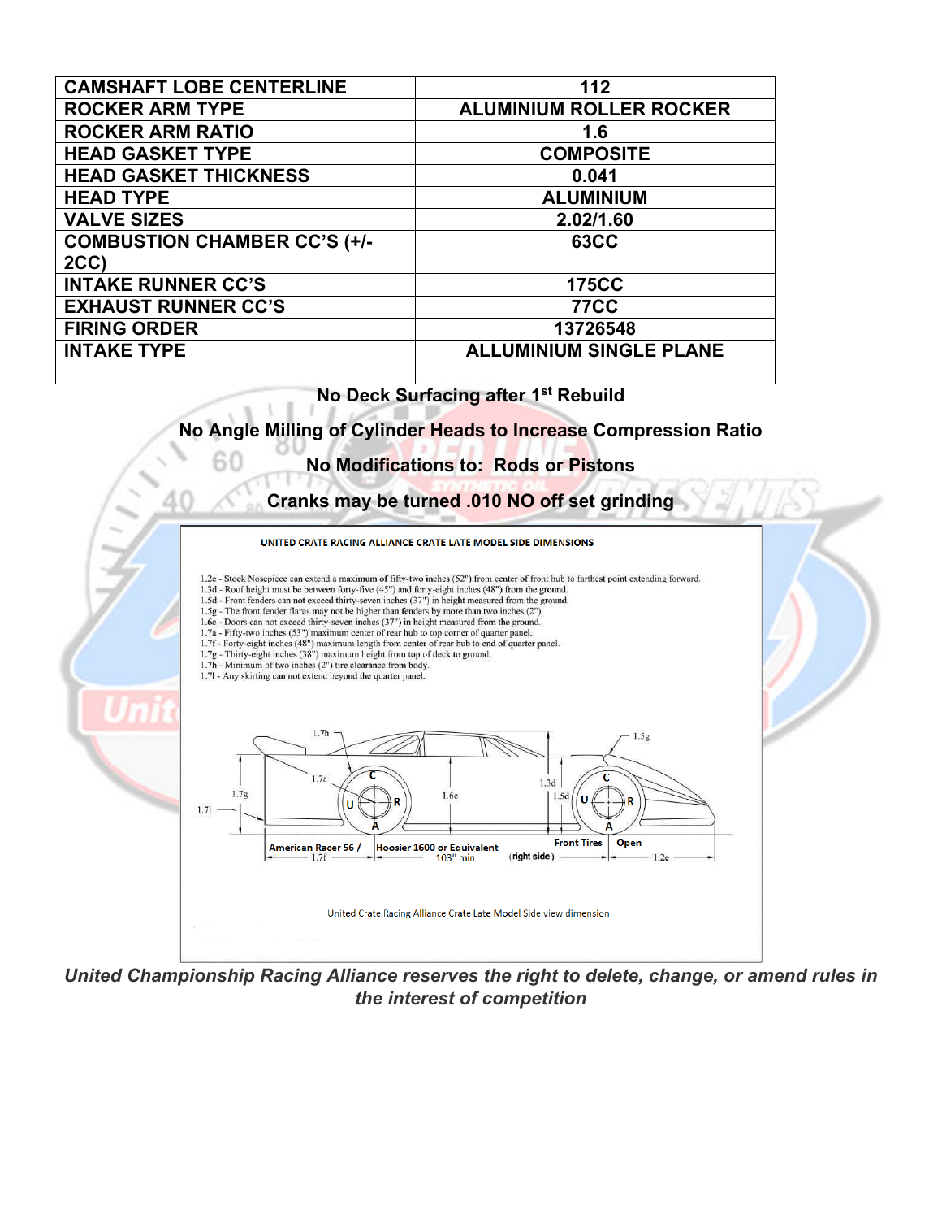| | |
|---|---|
| CAMSHAFT LOBE CENTERLINE | 112 |
| ROCKER ARM TYPE | ALUMINIUM ROLLER ROCKER |
| ROCKER ARM RATIO | 1.6 |
| HEAD GASKET TYPE | COMPOSITE |
| HEAD GASKET THICKNESS | 0.041 |
| HEAD TYPE | ALUMINIUM |
| VALVE SIZES | 2.02/1.60 |
| COMBUSTION CHAMBER CC'S (+/- 2CC) | 63CC |
| INTAKE RUNNER CC'S | 175CC |
| EXHAUST RUNNER CC'S | 77CC |
| FIRING ORDER | 13726548 |
| INTAKE TYPE | ALLUMINIUM SINGLE PLANE |
| | |

**No Deck Surfacing after 1st Rebuild**

**No Angle Milling of Cylinder Heads to Increase Compression Ratio**

**No Modifications to: Rods or Pistons**

**Cranks may be turned .010 NO off set grinding**

UNITED CRATE RACING ALLIANCE CRATE LATE MODEL SIDE DIMENSIONS

1.2e - Stock Nosepiece can extend a maximum of fifty-two inches (52") from center of front hub to farthest point extending forward.
1.3d - Roof height must be between forty-five (45") and forty-eight inches (48") from the ground.
1.5d - Front fenders can not exceed thirty-seven inches (37") in height measured from the ground.
1.5g - The front fender flares may not be higher than fenders by more than two inches (2").
1.6c - Doors can not exceed thirty-seven inches (37") in height measured from the ground.
1.7a - Fifty-two inches (53") maximum center of rear hub to top corner of quarter panel.
1.7f - Forty-eight inches (48") maximum length from center of rear hub to end of quarter panel.
1.7g - Thirty-eight inches (38") maximum height from top of deck to ground.
1.7h - Minimum of two inches (2") tire clearance from body.
1.7l - Any skirting can not extend beyond the quarter panel.

1.7h
1.5g
1.7a
1.3d
1.7g
1.6c
1.5d
1.7l
C
U
R
A
C
U
R
A
American Racer 56 /
1.7f
Hoosier 1600 or Equivalent
103" min
Front Tires
(right side)
Open
1.2e

United Crate Racing Alliance Crate Late Model Side view dimension

*United Championship Racing Alliance reserves the right to delete, change, or amend rules in the interest of competition*